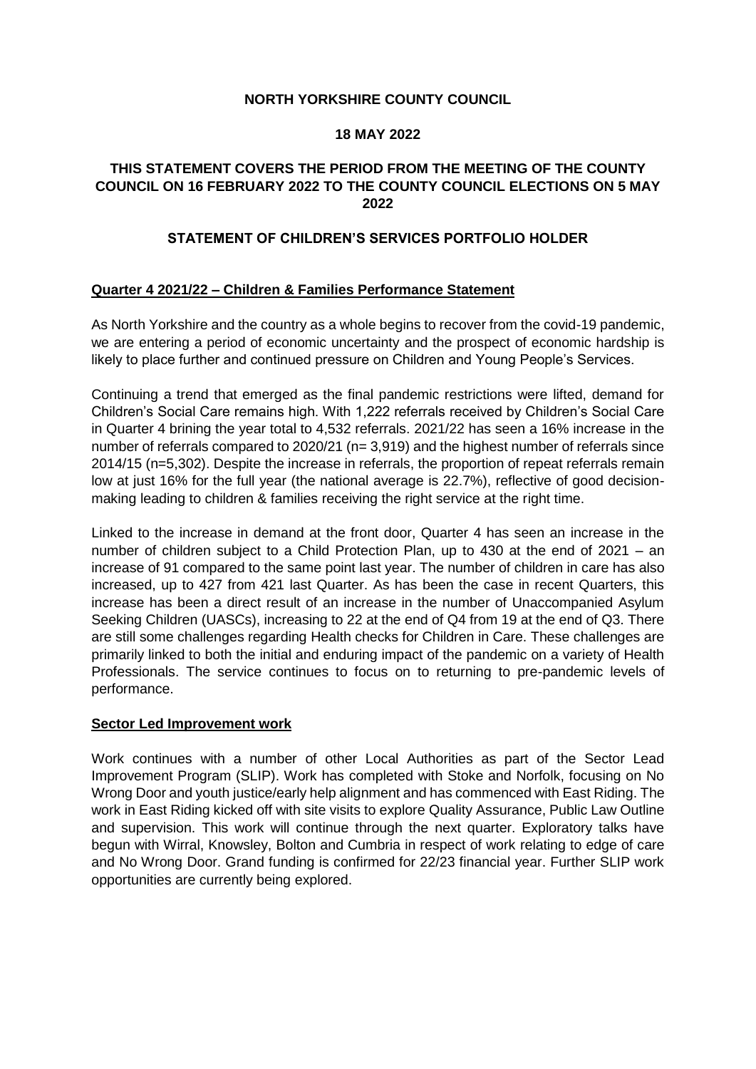**NORTH YORKSHIRE COUNTY COUNCIL**

**18 MAY 2022**

**THIS STATEMENT COVERS THE PERIOD FROM THE MEETING OF THE COUNTY COUNCIL ON 16 FEBRUARY 2022 TO THE COUNTY COUNCIL ELECTIONS ON 5 MAY 2022**

**STATEMENT OF CHILDREN'S SERVICES PORTFOLIO HOLDER**

**Quarter 4 2021/22 – Children & Families Performance Statement**

As North Yorkshire and the country as a whole begins to recover from the covid-19 pandemic, we are entering a period of economic uncertainty and the prospect of economic hardship is likely to place further and continued pressure on Children and Young People's Services.

Continuing a trend that emerged as the final pandemic restrictions were lifted, demand for Children's Social Care remains high. With 1,222 referrals received by Children's Social Care in Quarter 4 brining the year total to 4,532 referrals. 2021/22 has seen a 16% increase in the number of referrals compared to 2020/21 (n= 3,919) and the highest number of referrals since 2014/15 (n=5,302). Despite the increase in referrals, the proportion of repeat referrals remain low at just 16% for the full year (the national average is 22.7%), reflective of good decision-making leading to children & families receiving the right service at the right time.

Linked to the increase in demand at the front door, Quarter 4 has seen an increase in the number of children subject to a Child Protection Plan, up to 430 at the end of 2021 – an increase of 91 compared to the same point last year. The number of children in care has also increased, up to 427 from 421 last Quarter. As has been the case in recent Quarters, this increase has been a direct result of an increase in the number of Unaccompanied Asylum Seeking Children (UASCs), increasing to 22 at the end of Q4 from 19 at the end of Q3. There are still some challenges regarding Health checks for Children in Care. These challenges are primarily linked to both the initial and enduring impact of the pandemic on a variety of Health Professionals. The service continues to focus on to returning to pre-pandemic levels of performance.

**Sector Led Improvement work**

Work continues with a number of other Local Authorities as part of the Sector Lead Improvement Program (SLIP). Work has completed with Stoke and Norfolk, focusing on No Wrong Door and youth justice/early help alignment and has commenced with East Riding. The work in East Riding kicked off with site visits to explore Quality Assurance, Public Law Outline and supervision. This work will continue through the next quarter. Exploratory talks have begun with Wirral, Knowsley, Bolton and Cumbria in respect of work relating to edge of care and No Wrong Door. Grand funding is confirmed for 22/23 financial year. Further SLIP work opportunities are currently being explored.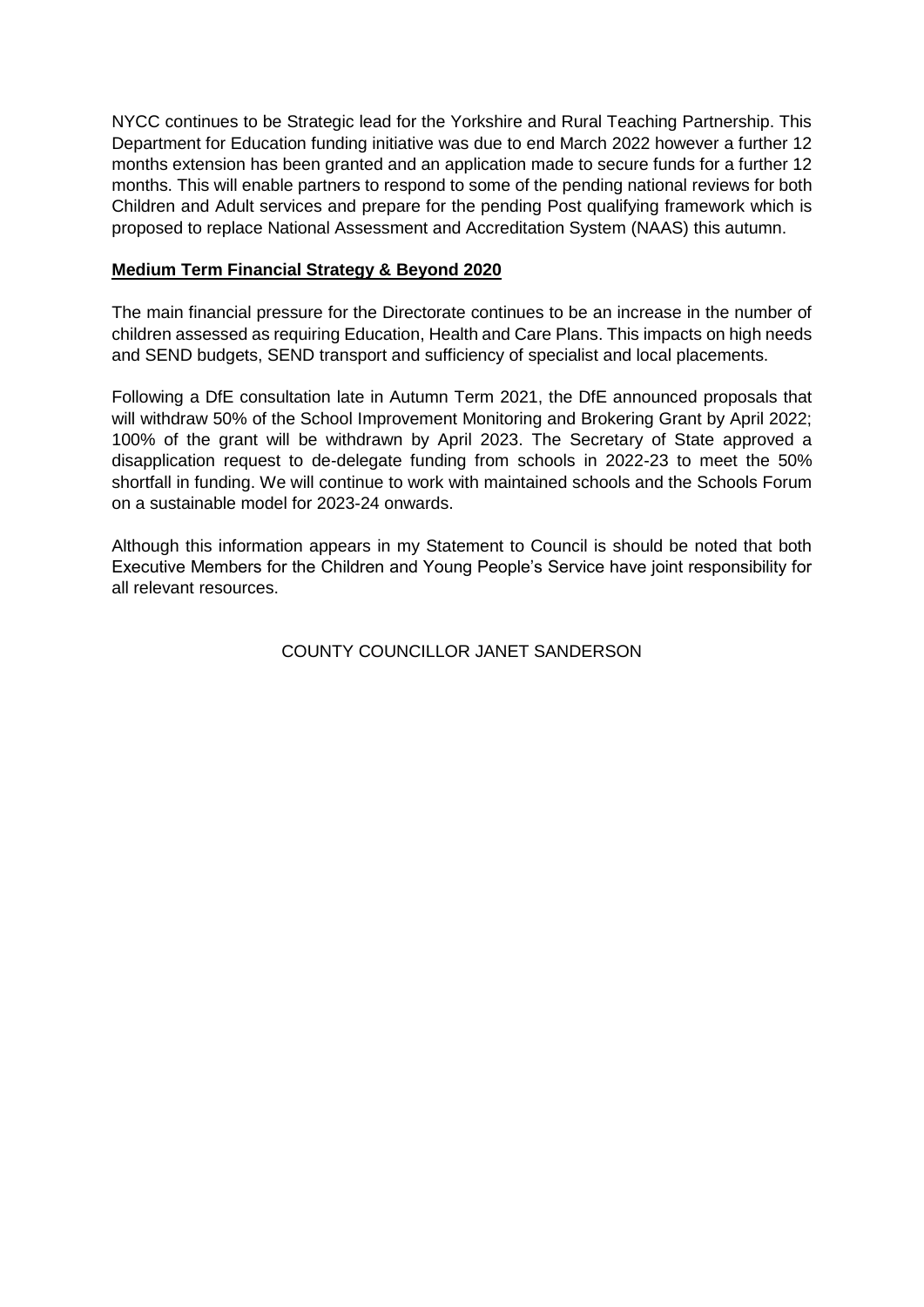NYCC continues to be Strategic lead for the Yorkshire and Rural Teaching Partnership. This Department for Education funding initiative was due to end March 2022 however a further 12 months extension has been granted and an application made to secure funds for a further 12 months. This will enable partners to respond to some of the pending national reviews for both Children and Adult services and prepare for the pending Post qualifying framework which is proposed to replace National Assessment and Accreditation System (NAAS) this autumn.

**Medium Term Financial Strategy & Beyond 2020**

The main financial pressure for the Directorate continues to be an increase in the number of children assessed as requiring Education, Health and Care Plans. This impacts on high needs and SEND budgets, SEND transport and sufficiency of specialist and local placements.

Following a DfE consultation late in Autumn Term 2021, the DfE announced proposals that will withdraw 50% of the School Improvement Monitoring and Brokering Grant by April 2022; 100% of the grant will be withdrawn by April 2023. The Secretary of State approved a disapplication request to de-delegate funding from schools in 2022-23 to meet the 50% shortfall in funding. We will continue to work with maintained schools and the Schools Forum on a sustainable model for 2023-24 onwards.

Although this information appears in my Statement to Council is should be noted that both Executive Members for the Children and Young People's Service have joint responsibility for all relevant resources.

COUNTY COUNCILLOR JANET SANDERSON